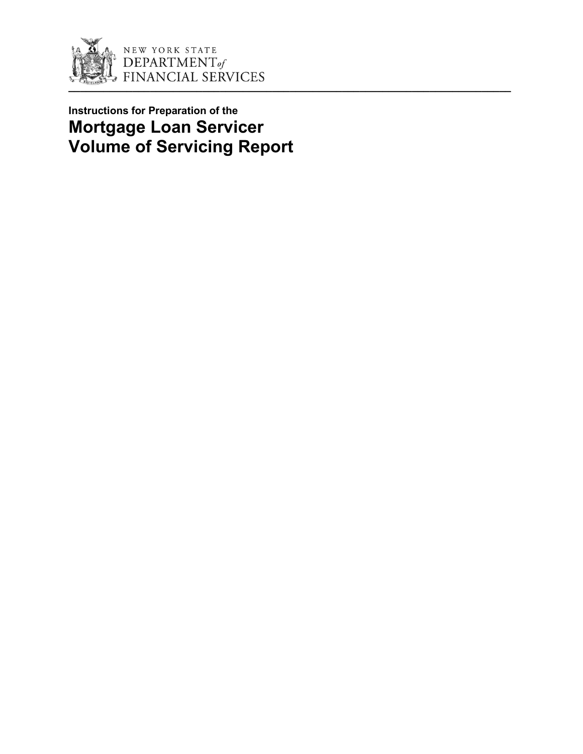NEW YORK STATE
DEPARTMENT of
FINANCIAL SERVICES

**Instructions for Preparation of the**

# Mortgage Loan Servicer Volume of Servicing Report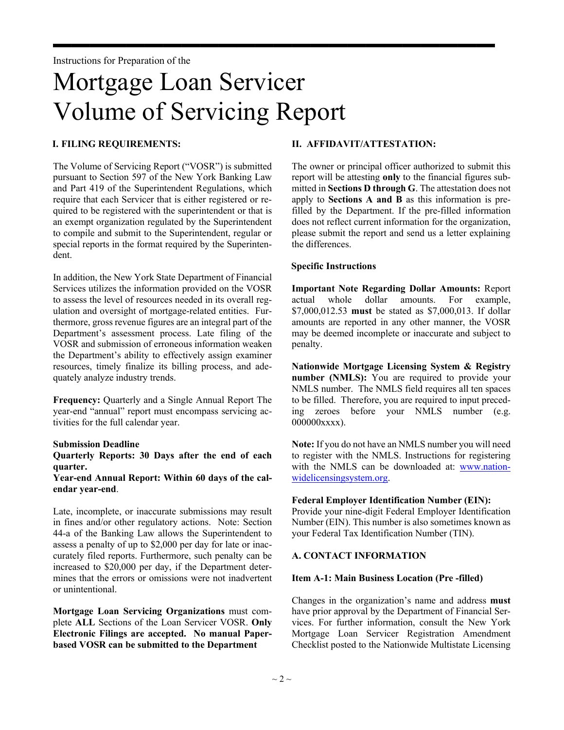Instructions for Preparation of the

# Mortgage Loan Servicer Volume of Servicing Report

## I. FILING REQUIREMENTS:

The Volume of Servicing Report ("VOSR") is submitted pursuant to Section 597 of the New York Banking Law and Part 419 of the Superintendent Regulations, which require that each Servicer that is either registered or required to be registered with the superintendent or that is an exempt organization regulated by the Superintendent to compile and submit to the Superintendent, regular or special reports in the format required by the Superintendent.

In addition, the New York State Department of Financial Services utilizes the information provided on the VOSR to assess the level of resources needed in its overall regulation and oversight of mortgage-related entities. Furthermore, gross revenue figures are an integral part of the Department's assessment process. Late filing of the VOSR and submission of erroneous information weaken the Department's ability to effectively assign examiner resources, timely finalize its billing process, and adequately analyze industry trends.

**Frequency:** Quarterly and a Single Annual Report The year-end "annual" report must encompass servicing activities for the full calendar year.

**Submission Deadline**

**Quarterly Reports: 30 Days after the end of each quarter.**

**Year-end Annual Report: Within 60 days of the calendar year-end**.

Late, incomplete, or inaccurate submissions may result in fines and/or other regulatory actions. Note: Section 44-a of the Banking Law allows the Superintendent to assess a penalty of up to $2,000 per day for late or inaccurately filed reports. Furthermore, such penalty can be increased to $20,000 per day, if the Department determines that the errors or omissions were not inadvertent or unintentional.

**Mortgage Loan Servicing Organizations** must complete **ALL** Sections of the Loan Servicer VOSR. **Only Electronic Filings are accepted. No manual Paper-based VOSR can be submitted to the Department**

## II. AFFIDAVIT/ATTESTATION:

The owner or principal officer authorized to submit this report will be attesting **only** to the financial figures submitted in **Sections D through G**. The attestation does not apply to **Sections A and B** as this information is pre-filled by the Department. If the pre-filled information does not reflect current information for the organization, please submit the report and send us a letter explaining the differences.

### Specific Instructions

**Important Note Regarding Dollar Amounts:** Report actual whole dollar amounts. For example, $7,000,012.53 **must** be stated as $7,000,013. If dollar amounts are reported in any other manner, the VOSR may be deemed incomplete or inaccurate and subject to penalty.

**Nationwide Mortgage Licensing System & Registry number (NMLS):** You are required to provide your NMLS number. The NMLS field requires all ten spaces to be filled. Therefore, you are required to input preceding zeroes before your NMLS number (e.g. 000000xxxx).

**Note:** If you do not have an NMLS number you will need to register with the NMLS. Instructions for registering with the NMLS can be downloaded at: www.nationwidelicensingsystem.org.

**Federal Employer Identification Number (EIN):** Provide your nine-digit Federal Employer Identification Number (EIN). This number is also sometimes known as your Federal Tax Identification Number (TIN).

### A. CONTACT INFORMATION

**Item A-1: Main Business Location (Pre -filled)**

Changes in the organization's name and address **must** have prior approval by the Department of Financial Services. For further information, consult the New York Mortgage Loan Servicer Registration Amendment Checklist posted to the Nationwide Multistate Licensing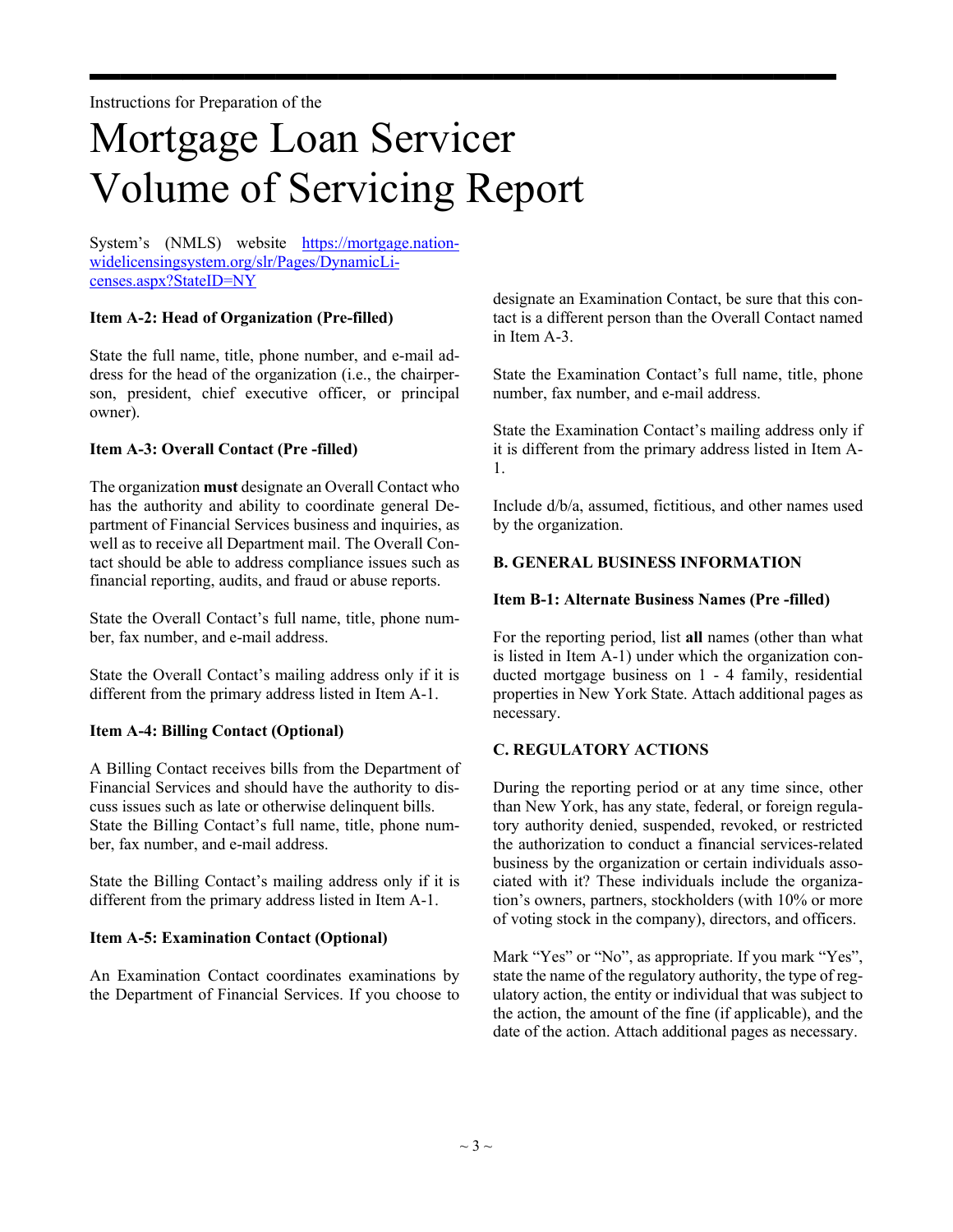Instructions for Preparation of the

# Mortgage Loan Servicer Volume of Servicing Report

System's (NMLS) website [https://mortgage.nationwidelicensingsystem.org/slr/Pages/DynamicLicenses.aspx?StateID=NY](https://mortgage.nationwidelicensingsystem.org/slr/Pages/DynamicLicenses.aspx?StateID=NY)

**Item A-2: Head of Organization (Pre-filled)**

State the full name, title, phone number, and e-mail address for the head of the organization (i.e., the chairperson, president, chief executive officer, or principal owner).

**Item A-3: Overall Contact (Pre -filled)**

The organization **must** designate an Overall Contact who has the authority and ability to coordinate general Department of Financial Services business and inquiries, as well as to receive all Department mail. The Overall Contact should be able to address compliance issues such as financial reporting, audits, and fraud or abuse reports.

State the Overall Contact's full name, title, phone number, fax number, and e-mail address.

State the Overall Contact's mailing address only if it is different from the primary address listed in Item A-1.

**Item A-4: Billing Contact (Optional)**

A Billing Contact receives bills from the Department of Financial Services and should have the authority to discuss issues such as late or otherwise delinquent bills. State the Billing Contact's full name, title, phone number, fax number, and e-mail address.

State the Billing Contact's mailing address only if it is different from the primary address listed in Item A-1.

**Item A-5: Examination Contact (Optional)**

An Examination Contact coordinates examinations by the Department of Financial Services. If you choose to designate an Examination Contact, be sure that this contact is a different person than the Overall Contact named in Item A-3.

State the Examination Contact's full name, title, phone number, fax number, and e-mail address.

State the Examination Contact's mailing address only if it is different from the primary address listed in Item A-1.

Include d/b/a, assumed, fictitious, and other names used by the organization.

**B. GENERAL BUSINESS INFORMATION**

**Item B-1: Alternate Business Names (Pre -filled)**

For the reporting period, list **all** names (other than what is listed in Item A-1) under which the organization conducted mortgage business on 1 - 4 family, residential properties in New York State. Attach additional pages as necessary.

**C. REGULATORY ACTIONS**

During the reporting period or at any time since, other than New York, has any state, federal, or foreign regulatory authority denied, suspended, revoked, or restricted the authorization to conduct a financial services-related business by the organization or certain individuals associated with it? These individuals include the organization's owners, partners, stockholders (with 10% or more of voting stock in the company), directors, and officers.

Mark "Yes" or "No", as appropriate. If you mark "Yes", state the name of the regulatory authority, the type of regulatory action, the entity or individual that was subject to the action, the amount of the fine (if applicable), and the date of the action. Attach additional pages as necessary.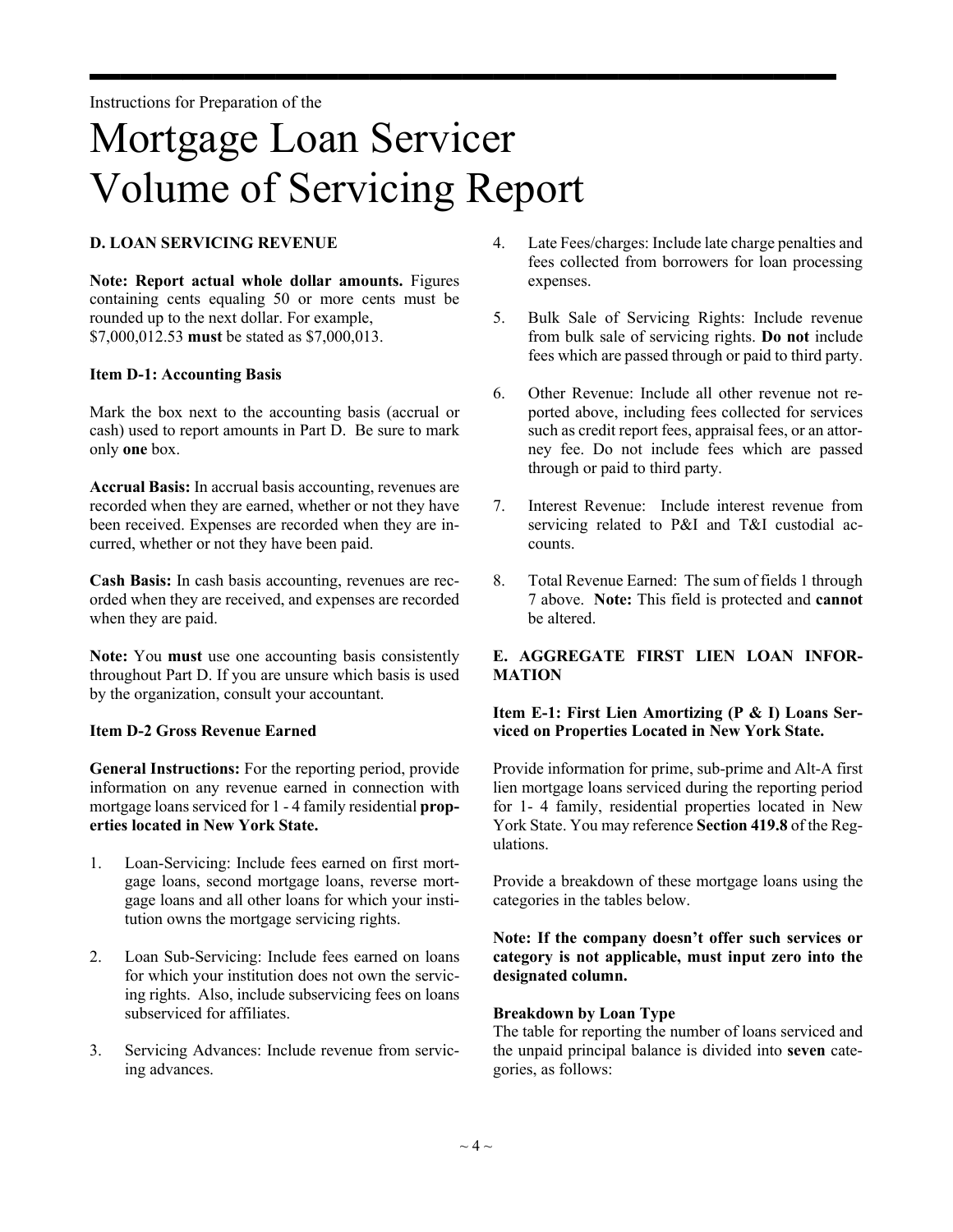Instructions for Preparation of the

# Mortgage Loan Servicer Volume of Servicing Report

### D. LOAN SERVICING REVENUE

**Note: Report actual whole dollar amounts.** Figures containing cents equaling 50 or more cents must be rounded up to the next dollar. For example, $7,000,012.53 **must** be stated as $7,000,013.

**Item D-1: Accounting Basis**

Mark the box next to the accounting basis (accrual or cash) used to report amounts in Part D. Be sure to mark only **one** box.

**Accrual Basis:** In accrual basis accounting, revenues are recorded when they are earned, whether or not they have been received. Expenses are recorded when they are incurred, whether or not they have been paid.

**Cash Basis:** In cash basis accounting, revenues are recorded when they are received, and expenses are recorded when they are paid.

**Note:** You **must** use one accounting basis consistently throughout Part D. If you are unsure which basis is used by the organization, consult your accountant.

**Item D-2 Gross Revenue Earned**

**General Instructions:** For the reporting period, provide information on any revenue earned in connection with mortgage loans serviced for 1 - 4 family residential **properties located in New York State.**

1. Loan-Servicing: Include fees earned on first mortgage loans, second mortgage loans, reverse mortgage loans and all other loans for which your institution owns the mortgage servicing rights.
2. Loan Sub-Servicing: Include fees earned on loans for which your institution does not own the servicing rights. Also, include subservicing fees on loans subserviced for affiliates.
3. Servicing Advances: Include revenue from servicing advances.
4. Late Fees/charges: Include late charge penalties and fees collected from borrowers for loan processing expenses.
5. Bulk Sale of Servicing Rights: Include revenue from bulk sale of servicing rights. **Do not** include fees which are passed through or paid to third party.
6. Other Revenue: Include all other revenue not reported above, including fees collected for services such as credit report fees, appraisal fees, or an attorney fee. Do not include fees which are passed through or paid to third party.
7. Interest Revenue: Include interest revenue from servicing related to P&I and T&I custodial accounts.
8. Total Revenue Earned: The sum of fields 1 through 7 above. **Note:** This field is protected and **cannot** be altered.

### E. AGGREGATE FIRST LIEN LOAN INFORMATION

**Item E-1: First Lien Amortizing (P & I) Loans Serviced on Properties Located in New York State.**

Provide information for prime, sub-prime and Alt-A first lien mortgage loans serviced during the reporting period for 1- 4 family, residential properties located in New York State. You may reference **Section 419.8** of the Regulations.

Provide a breakdown of these mortgage loans using the categories in the tables below.

**Note: If the company doesn't offer such services or category is not applicable, must input zero into the designated column.**

**Breakdown by Loan Type**

The table for reporting the number of loans serviced and the unpaid principal balance is divided into **seven** categories, as follows: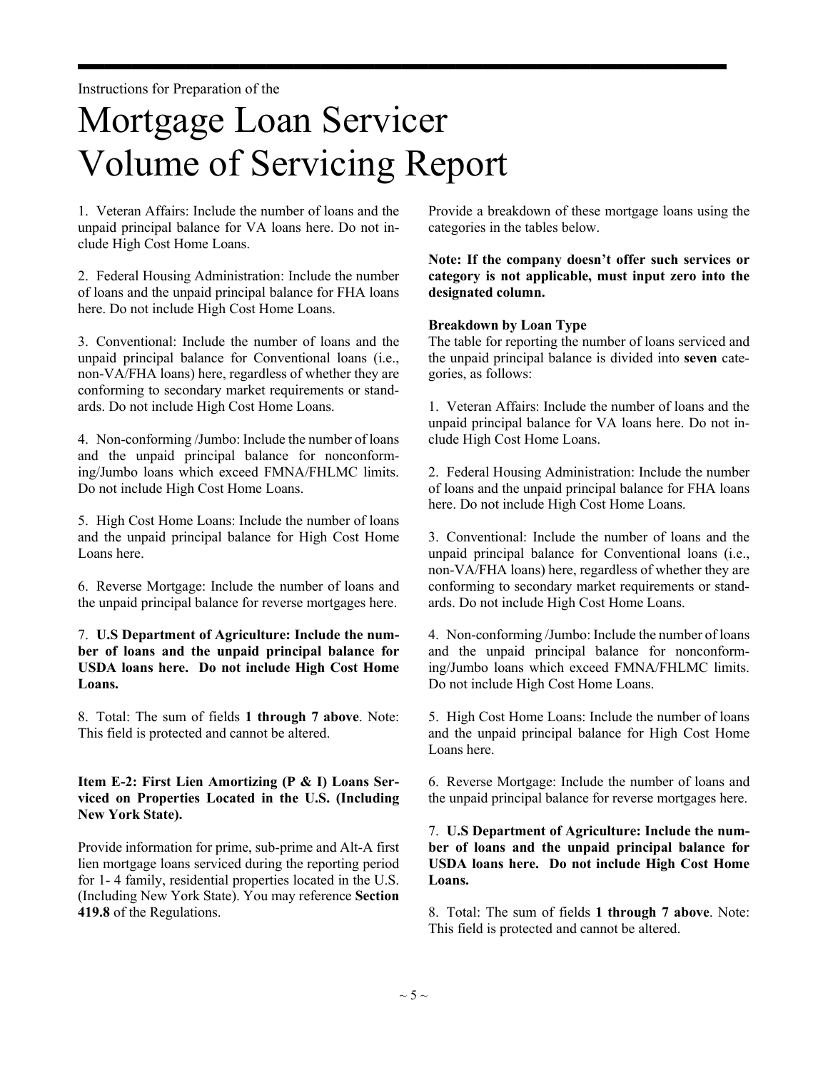Instructions for Preparation of the

# Mortgage Loan Servicer Volume of Servicing Report

1. Veteran Affairs: Include the number of loans and the unpaid principal balance for VA loans here. Do not include High Cost Home Loans.

2. Federal Housing Administration: Include the number of loans and the unpaid principal balance for FHA loans here. Do not include High Cost Home Loans.

3. Conventional: Include the number of loans and the unpaid principal balance for Conventional loans (i.e., non-VA/FHA loans) here, regardless of whether they are conforming to secondary market requirements or standards. Do not include High Cost Home Loans.

4. Non-conforming /Jumbo: Include the number of loans and the unpaid principal balance for nonconforming/Jumbo loans which exceed FMNA/FHLMC limits. Do not include High Cost Home Loans.

5. High Cost Home Loans: Include the number of loans and the unpaid principal balance for High Cost Home Loans here.

6. Reverse Mortgage: Include the number of loans and the unpaid principal balance for reverse mortgages here.

7. **U.S Department of Agriculture: Include the number of loans and the unpaid principal balance for USDA loans here. Do not include High Cost Home Loans.**

8. Total: The sum of fields **1 through 7 above**. Note: This field is protected and cannot be altered.

**Item E-2: First Lien Amortizing (P & I) Loans Serviced on Properties Located in the U.S. (Including New York State).**

Provide information for prime, sub-prime and Alt-A first lien mortgage loans serviced during the reporting period for 1- 4 family, residential properties located in the U.S. (Including New York State). You may reference **Section 419.8** of the Regulations.

Provide a breakdown of these mortgage loans using the categories in the tables below.

**Note: If the company doesn't offer such services or category is not applicable, must input zero into the designated column.**

**Breakdown by Loan Type**

The table for reporting the number of loans serviced and the unpaid principal balance is divided into **seven** categories, as follows:

1. Veteran Affairs: Include the number of loans and the unpaid principal balance for VA loans here. Do not include High Cost Home Loans.

2. Federal Housing Administration: Include the number of loans and the unpaid principal balance for FHA loans here. Do not include High Cost Home Loans.

3. Conventional: Include the number of loans and the unpaid principal balance for Conventional loans (i.e., non-VA/FHA loans) here, regardless of whether they are conforming to secondary market requirements or standards. Do not include High Cost Home Loans.

4. Non-conforming /Jumbo: Include the number of loans and the unpaid principal balance for nonconforming/Jumbo loans which exceed FMNA/FHLMC limits. Do not include High Cost Home Loans.

5. High Cost Home Loans: Include the number of loans and the unpaid principal balance for High Cost Home Loans here.

6. Reverse Mortgage: Include the number of loans and the unpaid principal balance for reverse mortgages here.

7. **U.S Department of Agriculture: Include the number of loans and the unpaid principal balance for USDA loans here. Do not include High Cost Home Loans.**

8. Total: The sum of fields **1 through 7 above**. Note: This field is protected and cannot be altered.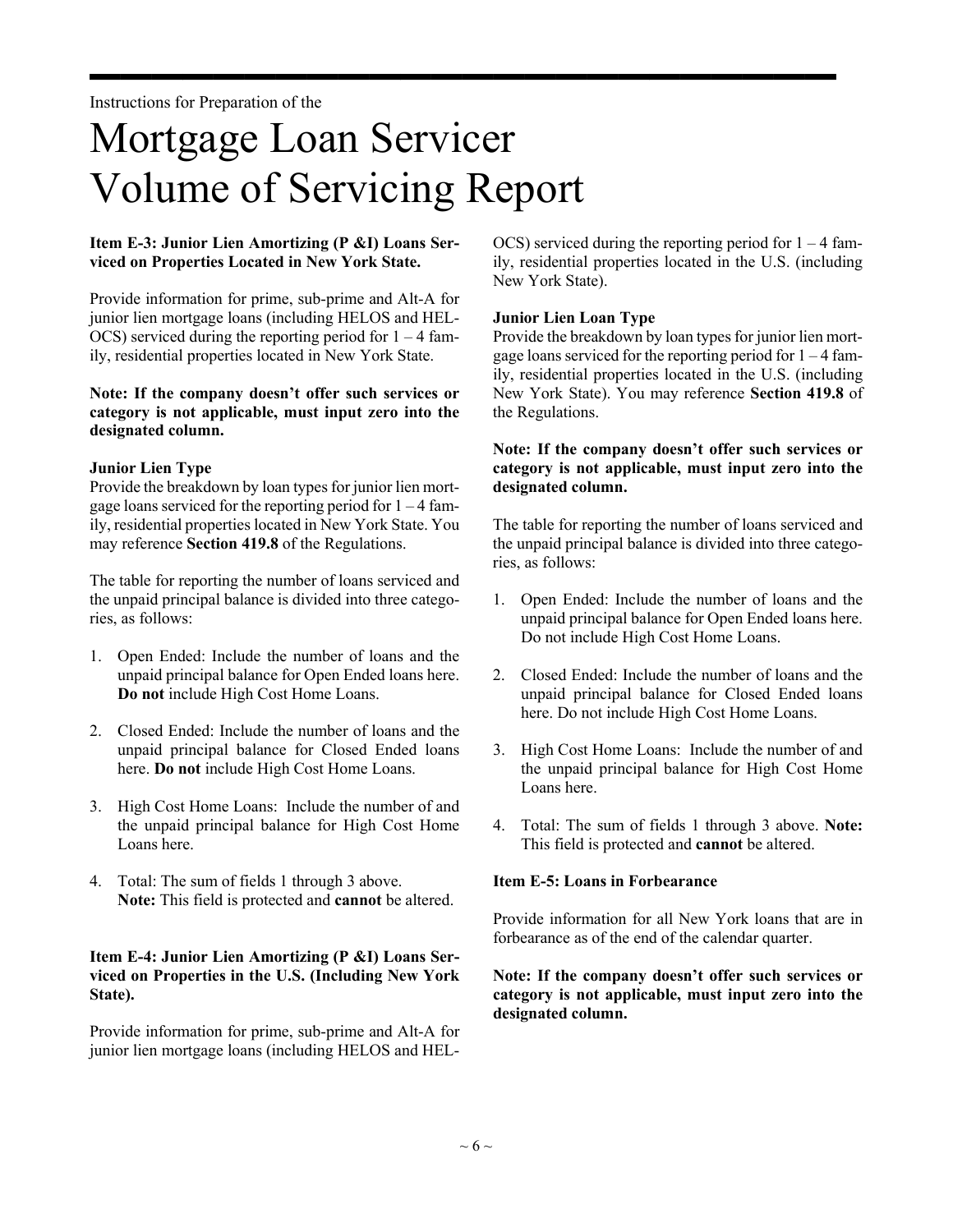Instructions for Preparation of the

# Mortgage Loan Servicer Volume of Servicing Report

**Item E-3: Junior Lien Amortizing (P &I) Loans Serviced on Properties Located in New York State.**

Provide information for prime, sub-prime and Alt-A for junior lien mortgage loans (including HELOS and HELOCS) serviced during the reporting period for 1 – 4 family, residential properties located in New York State.

**Note: If the company doesn't offer such services or category is not applicable, must input zero into the designated column.**

**Junior Lien Type**

Provide the breakdown by loan types for junior lien mortgage loans serviced for the reporting period for 1 – 4 family, residential properties located in New York State. You may reference **Section 419.8** of the Regulations.

The table for reporting the number of loans serviced and the unpaid principal balance is divided into three categories, as follows:

1. Open Ended: Include the number of loans and the unpaid principal balance for Open Ended loans here. **Do not** include High Cost Home Loans.
2. Closed Ended: Include the number of loans and the unpaid principal balance for Closed Ended loans here. **Do not** include High Cost Home Loans.
3. High Cost Home Loans: Include the number of and the unpaid principal balance for High Cost Home Loans here.
4. Total: The sum of fields 1 through 3 above. **Note:** This field is protected and **cannot** be altered.

**Item E-4: Junior Lien Amortizing (P &I) Loans Serviced on Properties in the U.S. (Including New York State).**

Provide information for prime, sub-prime and Alt-A for junior lien mortgage loans (including HELOS and HELOCS) serviced during the reporting period for 1 – 4 family, residential properties located in the U.S. (including New York State).

**Junior Lien Loan Type**

Provide the breakdown by loan types for junior lien mortgage loans serviced for the reporting period for 1 – 4 family, residential properties located in the U.S. (including New York State). You may reference **Section 419.8** of the Regulations.

**Note: If the company doesn't offer such services or category is not applicable, must input zero into the designated column.**

The table for reporting the number of loans serviced and the unpaid principal balance is divided into three categories, as follows:

1. Open Ended: Include the number of loans and the unpaid principal balance for Open Ended loans here. Do not include High Cost Home Loans.
2. Closed Ended: Include the number of loans and the unpaid principal balance for Closed Ended loans here. Do not include High Cost Home Loans.
3. High Cost Home Loans: Include the number of and the unpaid principal balance for High Cost Home Loans here.
4. Total: The sum of fields 1 through 3 above. **Note:** This field is protected and **cannot** be altered.

**Item E-5: Loans in Forbearance**

Provide information for all New York loans that are in forbearance as of the end of the calendar quarter.

**Note: If the company doesn't offer such services or category is not applicable, must input zero into the designated column.**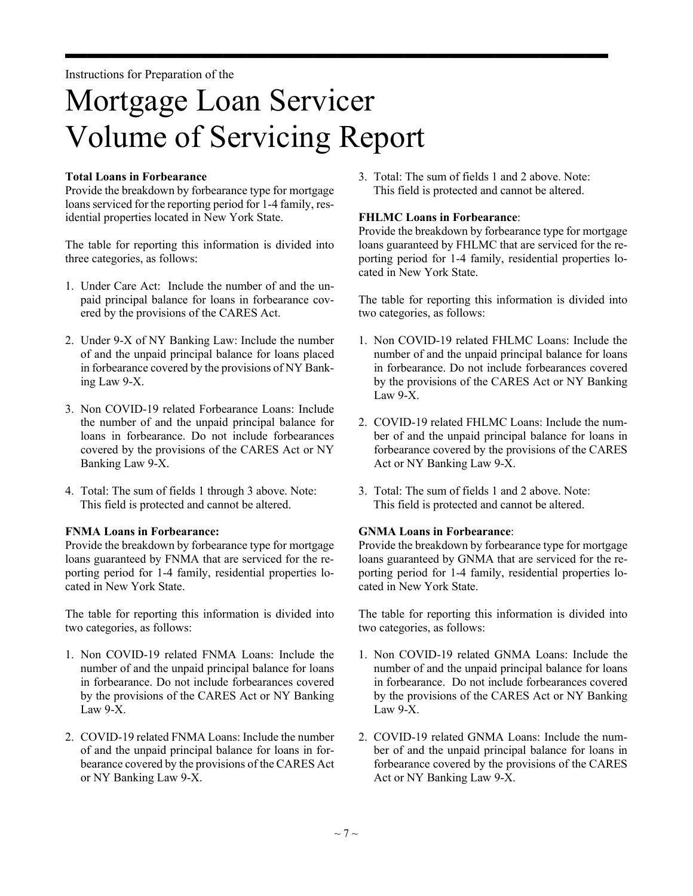Instructions for Preparation of the

# Mortgage Loan Servicer Volume of Servicing Report

**Total Loans in Forbearance**
Provide the breakdown by forbearance type for mortgage loans serviced for the reporting period for 1-4 family, residential properties located in New York State.

The table for reporting this information is divided into three categories, as follows:

1. Under Care Act: Include the number of and the unpaid principal balance for loans in forbearance covered by the provisions of the CARES Act.
2. Under 9-X of NY Banking Law: Include the number of and the unpaid principal balance for loans placed in forbearance covered by the provisions of NY Banking Law 9-X.
3. Non COVID-19 related Forbearance Loans: Include the number of and the unpaid principal balance for loans in forbearance. Do not include forbearances covered by the provisions of the CARES Act or NY Banking Law 9-X.
4. Total: The sum of fields 1 through 3 above. Note: This field is protected and cannot be altered.

**FNMA Loans in Forbearance:**
Provide the breakdown by forbearance type for mortgage loans guaranteed by FNMA that are serviced for the reporting period for 1-4 family, residential properties located in New York State.

The table for reporting this information is divided into two categories, as follows:

1. Non COVID-19 related FNMA Loans: Include the number of and the unpaid principal balance for loans in forbearance. Do not include forbearances covered by the provisions of the CARES Act or NY Banking Law 9-X.
2. COVID-19 related FNMA Loans: Include the number of and the unpaid principal balance for loans in forbearance covered by the provisions of the CARES Act or NY Banking Law 9-X.
3. Total: The sum of fields 1 and 2 above. Note: This field is protected and cannot be altered.

**FHLMC Loans in Forbearance**:
Provide the breakdown by forbearance type for mortgage loans guaranteed by FHLMC that are serviced for the reporting period for 1-4 family, residential properties located in New York State.

The table for reporting this information is divided into two categories, as follows:

1. Non COVID-19 related FHLMC Loans: Include the number of and the unpaid principal balance for loans in forbearance. Do not include forbearances covered by the provisions of the CARES Act or NY Banking Law 9-X.
2. COVID-19 related FHLMC Loans: Include the number of and the unpaid principal balance for loans in forbearance covered by the provisions of the CARES Act or NY Banking Law 9-X.
3. Total: The sum of fields 1 and 2 above. Note: This field is protected and cannot be altered.

**GNMA Loans in Forbearance**:
Provide the breakdown by forbearance type for mortgage loans guaranteed by GNMA that are serviced for the reporting period for 1-4 family, residential properties located in New York State.

The table for reporting this information is divided into two categories, as follows:

1. Non COVID-19 related GNMA Loans: Include the number of and the unpaid principal balance for loans in forbearance. Do not include forbearances covered by the provisions of the CARES Act or NY Banking Law 9-X.
2. COVID-19 related GNMA Loans: Include the number of and the unpaid principal balance for loans in forbearance covered by the provisions of the CARES Act or NY Banking Law 9-X.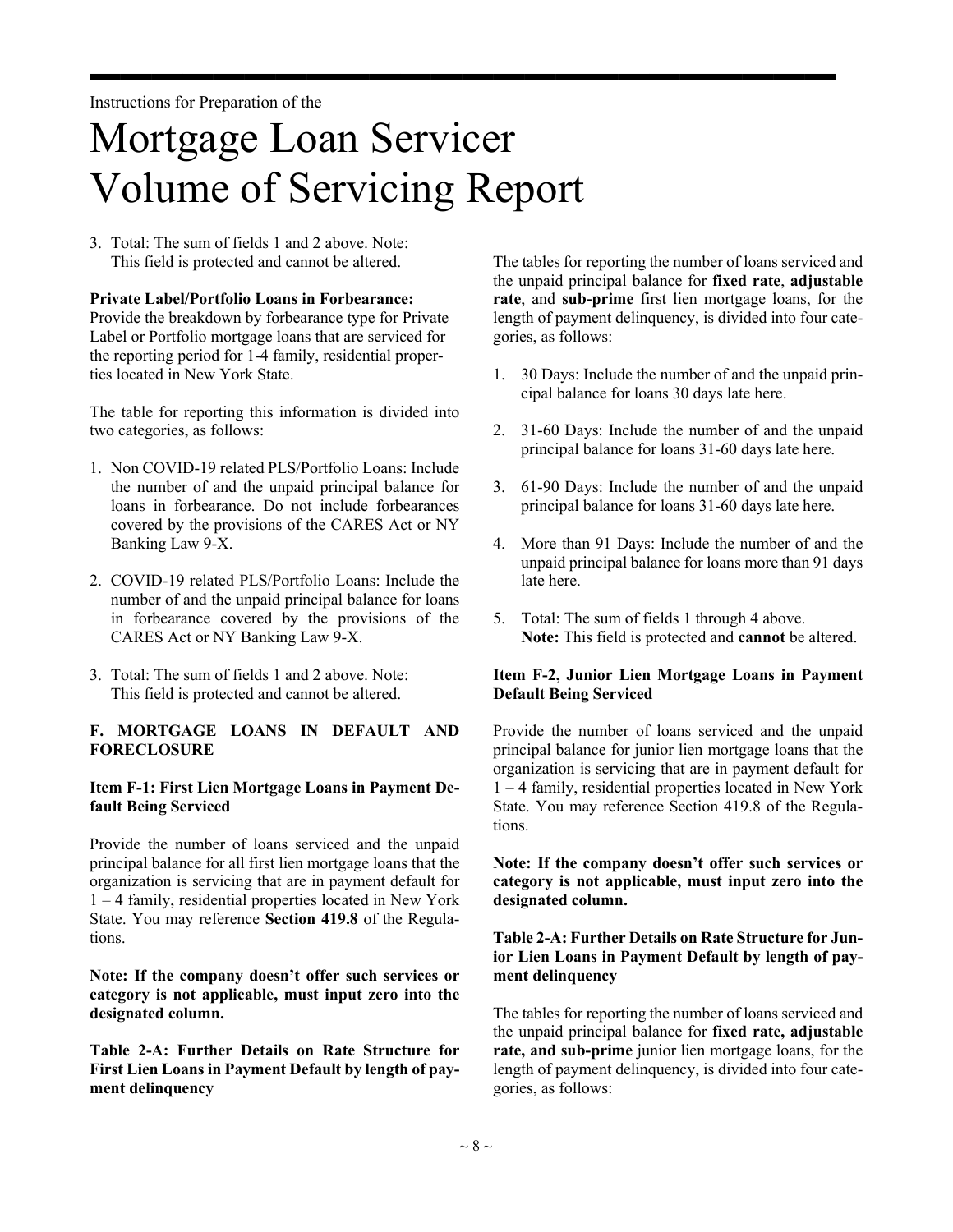3. Total: The sum of fields 1 and 2 above. Note: This field is protected and cannot be altered.

**Private Label/Portfolio Loans in Forbearance:** Provide the breakdown by forbearance type for Private Label or Portfolio mortgage loans that are serviced for the reporting period for 1-4 family, residential properties located in New York State.

The table for reporting this information is divided into two categories, as follows:

1. Non COVID-19 related PLS/Portfolio Loans: Include the number of and the unpaid principal balance for loans in forbearance. Do not include forbearances covered by the provisions of the CARES Act or NY Banking Law 9-X.

2. COVID-19 related PLS/Portfolio Loans: Include the number of and the unpaid principal balance for loans in forbearance covered by the provisions of the CARES Act or NY Banking Law 9-X.

3. Total: The sum of fields 1 and 2 above. Note: This field is protected and cannot be altered.

## F. MORTGAGE LOANS IN DEFAULT AND FORECLOSURE

### Item F-1: First Lien Mortgage Loans in Payment Default Being Serviced

Provide the number of loans serviced and the unpaid principal balance for all first lien mortgage loans that the organization is servicing that are in payment default for 1 – 4 family, residential properties located in New York State. You may reference **Section 419.8** of the Regulations.

**Note: If the company doesn't offer such services or category is not applicable, must input zero into the designated column.**

**Table 2-A: Further Details on Rate Structure for First Lien Loans in Payment Default by length of payment delinquency**

The tables for reporting the number of loans serviced and the unpaid principal balance for **fixed rate**, **adjustable rate**, and **sub-prime** first lien mortgage loans, for the length of payment delinquency, is divided into four categories, as follows:

1. 30 Days: Include the number of and the unpaid principal balance for loans 30 days late here.

2. 31-60 Days: Include the number of and the unpaid principal balance for loans 31-60 days late here.

3. 61-90 Days: Include the number of and the unpaid principal balance for loans 31-60 days late here.

4. More than 91 Days: Include the number of and the unpaid principal balance for loans more than 91 days late here.

5. Total: The sum of fields 1 through 4 above. **Note:** This field is protected and **cannot** be altered.

### Item F-2, Junior Lien Mortgage Loans in Payment Default Being Serviced

Provide the number of loans serviced and the unpaid principal balance for junior lien mortgage loans that the organization is servicing that are in payment default for 1 – 4 family, residential properties located in New York State. You may reference Section 419.8 of the Regulations.

**Note: If the company doesn't offer such services or category is not applicable, must input zero into the designated column.**

**Table 2-A: Further Details on Rate Structure for Junior Lien Loans in Payment Default by length of payment delinquency**

The tables for reporting the number of loans serviced and the unpaid principal balance for **fixed rate, adjustable rate, and sub-prime** junior lien mortgage loans, for the length of payment delinquency, is divided into four categories, as follows: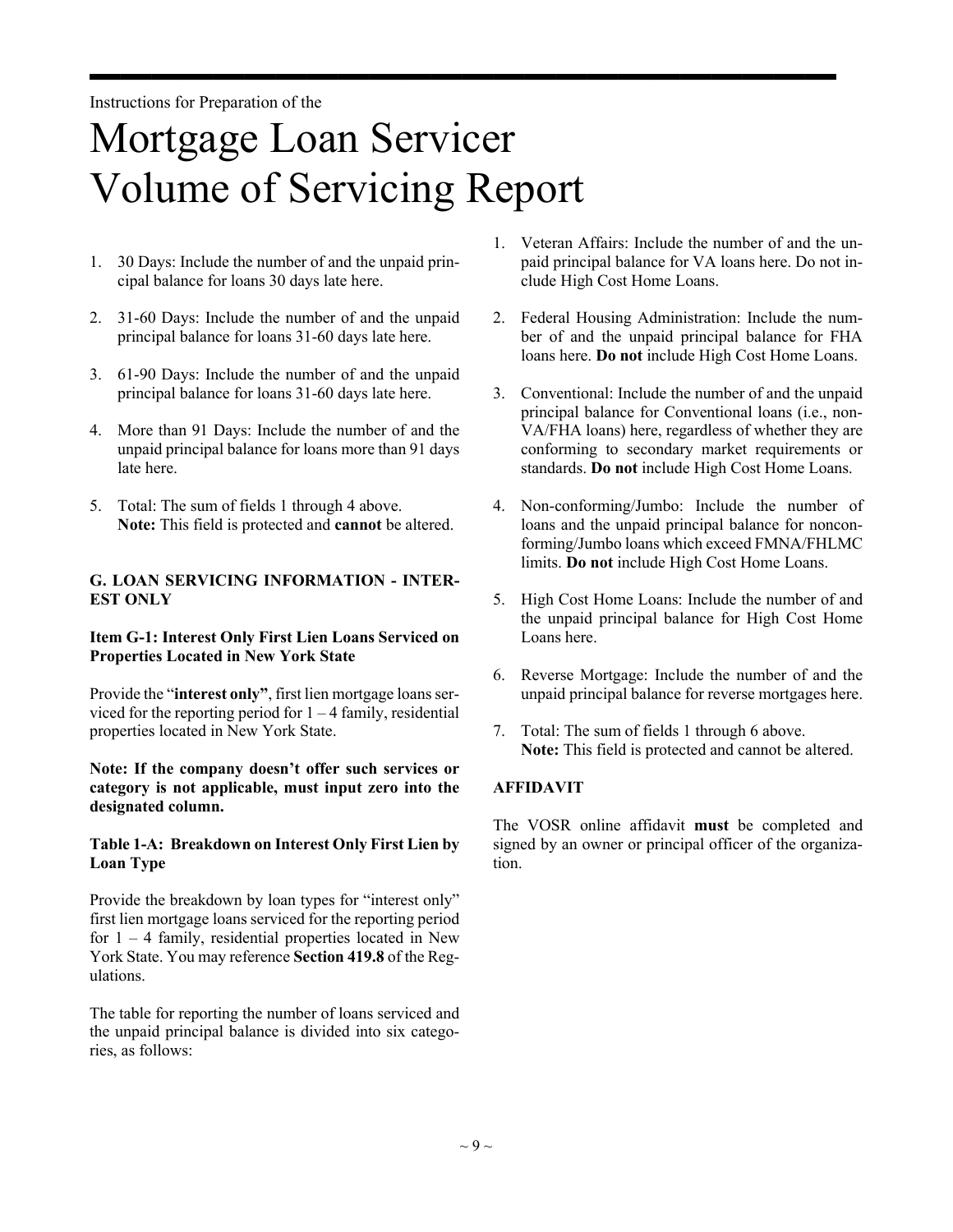Instructions for Preparation of the

# Mortgage Loan Servicer Volume of Servicing Report

1. 30 Days: Include the number of and the unpaid principal balance for loans 30 days late here.

2. 31-60 Days: Include the number of and the unpaid principal balance for loans 31-60 days late here.

3. 61-90 Days: Include the number of and the unpaid principal balance for loans 31-60 days late here.

4. More than 91 Days: Include the number of and the unpaid principal balance for loans more than 91 days late here.

5. Total: The sum of fields 1 through 4 above.
   **Note:** This field is protected and **cannot** be altered.

### G. LOAN SERVICING INFORMATION - INTEREST ONLY

#### Item G-1: Interest Only First Lien Loans Serviced on Properties Located in New York State

Provide the "**interest only"**, first lien mortgage loans serviced for the reporting period for 1 – 4 family, residential properties located in New York State.

**Note: If the company doesn't offer such services or category is not applicable, must input zero into the designated column.**

#### Table 1-A: Breakdown on Interest Only First Lien by Loan Type

Provide the breakdown by loan types for "interest only" first lien mortgage loans serviced for the reporting period for 1 – 4 family, residential properties located in New York State. You may reference **Section 419.8** of the Regulations.

The table for reporting the number of loans serviced and the unpaid principal balance is divided into six categories, as follows:

1. Veteran Affairs: Include the number of and the unpaid principal balance for VA loans here. Do not include High Cost Home Loans.

2. Federal Housing Administration: Include the number of and the unpaid principal balance for FHA loans here. **Do not** include High Cost Home Loans.

3. Conventional: Include the number of and the unpaid principal balance for Conventional loans (i.e., non-VA/FHA loans) here, regardless of whether they are conforming to secondary market requirements or standards. **Do not** include High Cost Home Loans.

4. Non-conforming/Jumbo: Include the number of loans and the unpaid principal balance for nonconforming/Jumbo loans which exceed FMNA/FHLMC limits. **Do not** include High Cost Home Loans.

5. High Cost Home Loans: Include the number of and the unpaid principal balance for High Cost Home Loans here.

6. Reverse Mortgage: Include the number of and the unpaid principal balance for reverse mortgages here.

7. Total: The sum of fields 1 through 6 above.
   **Note:** This field is protected and cannot be altered.

### AFFIDAVIT

The VOSR online affidavit **must** be completed and signed by an owner or principal officer of the organization.